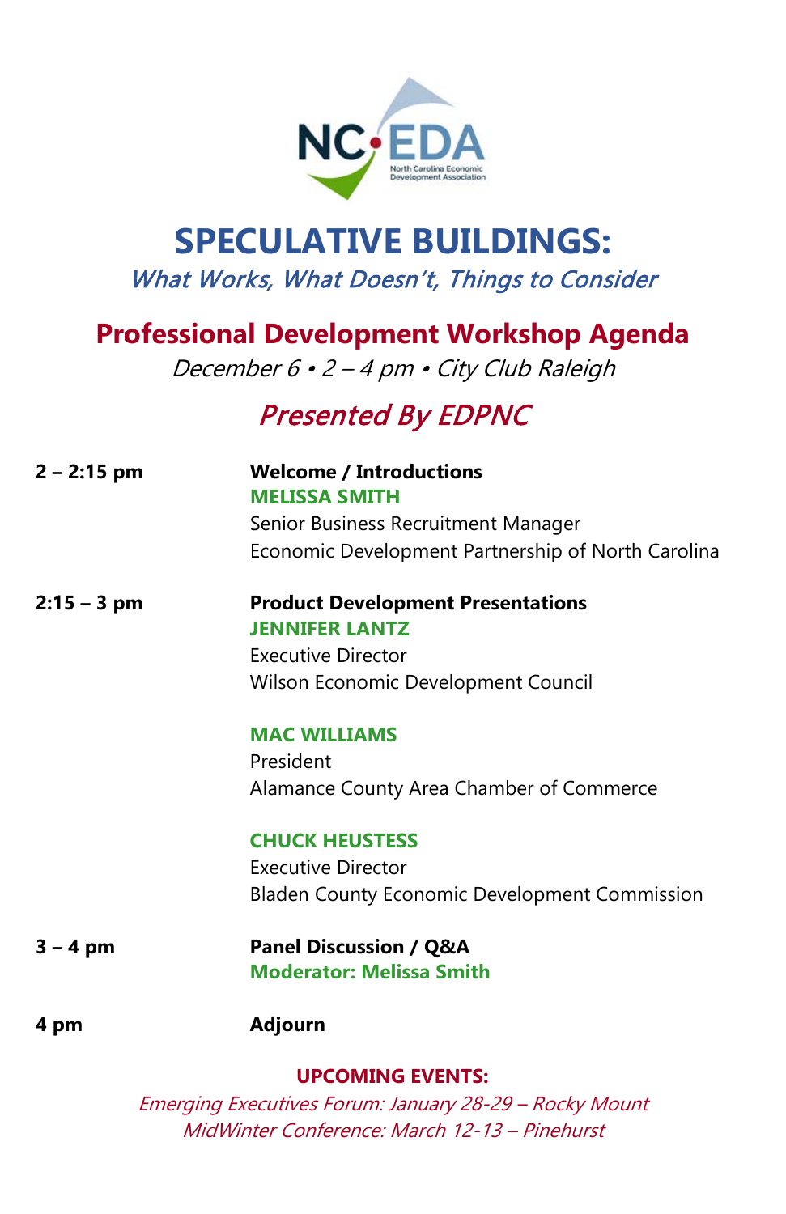# SPECULATIVE BUILDINGS:

*What Works, What Doesn't, Things to Consider*

## Professional Development Workshop Agenda

*December 6 • 2 – 4 pm • City Club Raleigh*

## *Presented By EDPNC*

**2 – 2:15 pm** — **Welcome / Introductions**

**MELISSA SMITH**
Senior Business Recruitment Manager
Economic Development Partnership of North Carolina

**2:15 – 3 pm** — **Product Development Presentations**

**JENNIFER LANTZ**
Executive Director
Wilson Economic Development Council

**MAC WILLIAMS**
President
Alamance County Area Chamber of Commerce

**CHUCK HEUSTESS**
Executive Director
Bladen County Economic Development Commission

**3 – 4 pm** — **Panel Discussion / Q&A**
**Moderator: Melissa Smith**

**4 pm** — **Adjourn**

**UPCOMING EVENTS:**

*Emerging Executives Forum: January 28-29 – Rocky Mount*
*MidWinter Conference: March 12-13 – Pinehurst*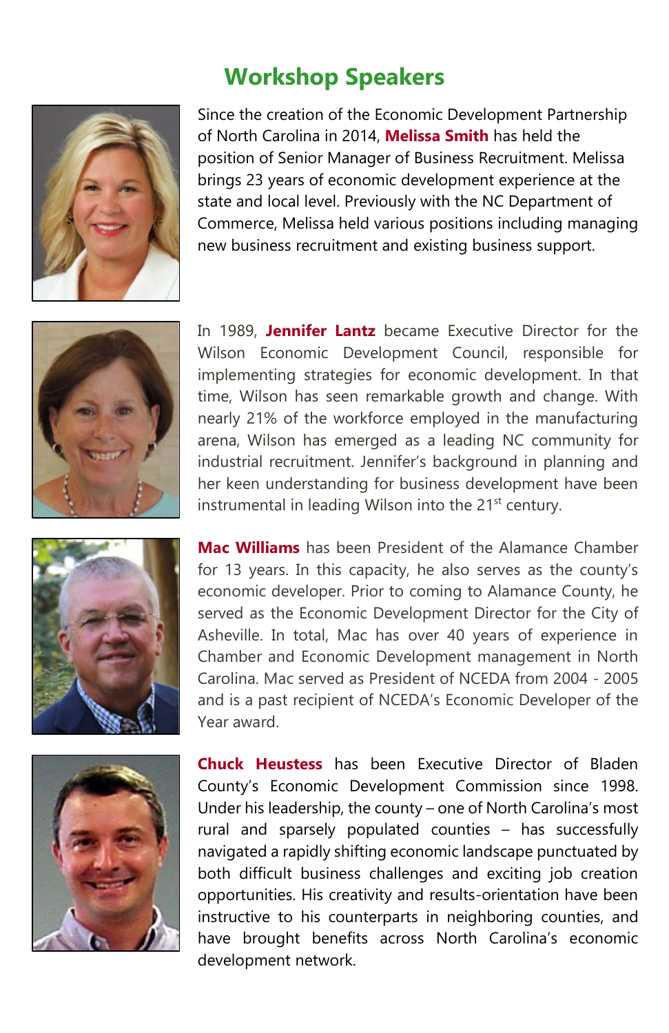## Workshop Speakers

Since the creation of the Economic Development Partnership of North Carolina in 2014, **Melissa Smith** has held the position of Senior Manager of Business Recruitment. Melissa brings 23 years of economic development experience at the state and local level. Previously with the NC Department of Commerce, Melissa held various positions including managing new business recruitment and existing business support.

In 1989, **Jennifer Lantz** became Executive Director for the Wilson Economic Development Council, responsible for implementing strategies for economic development. In that time, Wilson has seen remarkable growth and change. With nearly 21% of the workforce employed in the manufacturing arena, Wilson has emerged as a leading NC community for industrial recruitment. Jennifer's background in planning and her keen understanding for business development have been instrumental in leading Wilson into the 21st century.

**Mac Williams** has been President of the Alamance Chamber for 13 years. In this capacity, he also serves as the county's economic developer. Prior to coming to Alamance County, he served as the Economic Development Director for the City of Asheville. In total, Mac has over 40 years of experience in Chamber and Economic Development management in North Carolina. Mac served as President of NCEDA from 2004 - 2005 and is a past recipient of NCEDA's Economic Developer of the Year award.

**Chuck Heustess** has been Executive Director of Bladen County's Economic Development Commission since 1998. Under his leadership, the county – one of North Carolina's most rural and sparsely populated counties – has successfully navigated a rapidly shifting economic landscape punctuated by both difficult business challenges and exciting job creation opportunities. His creativity and results-orientation have been instructive to his counterparts in neighboring counties, and have brought benefits across North Carolina's economic development network.